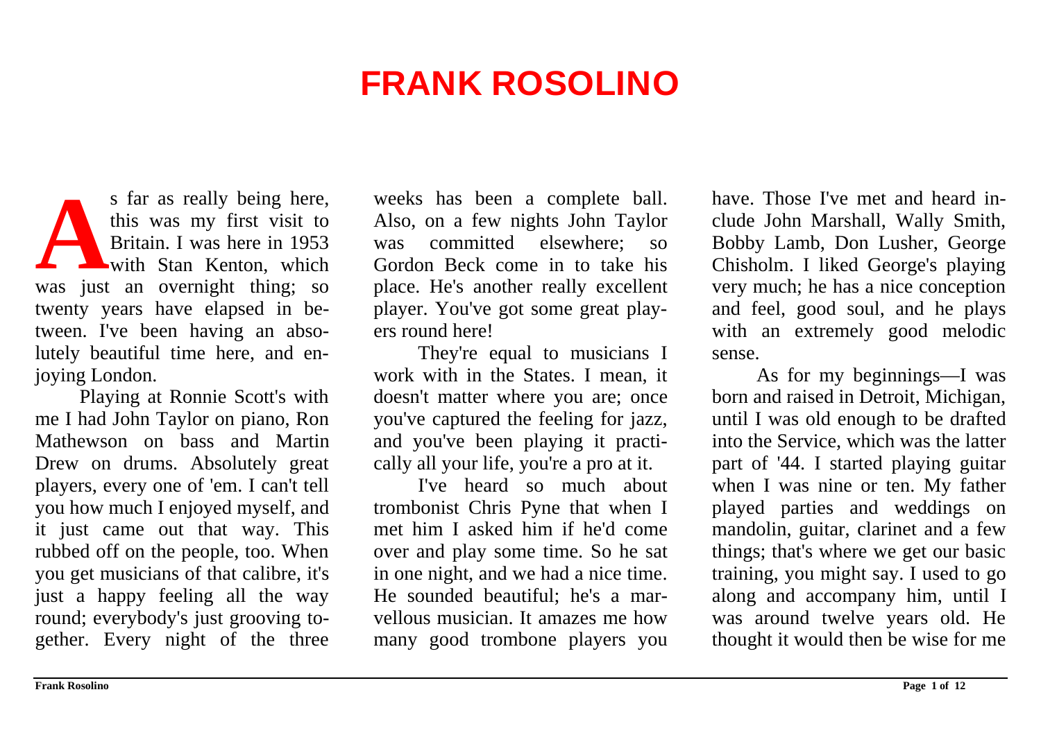# FRANK ROSOLINO

As far as really being here, this was my first visit to Britain. I was here in 1953 with Stan Kenton, which was just an overnight thing; so twenty years have elapsed in between. I've been having an absolutely beautiful time here, and enjoying London.

Playing at Ronnie Scott's with me I had John Taylor on piano, Ron Mathewson on bass and Martin Drew on drums. Absolutely great players, every one of 'em. I can't tell you how much I enjoyed myself, and it just came out that way. This rubbed off on the people, too. When you get musicians of that calibre, it's just a happy feeling all the way round; everybody's just grooving together. Every night of the three weeks has been a complete ball. Also, on a few nights John Taylor was committed elsewhere; so Gordon Beck come in to take his place. He's another really excellent player. You've got some great players round here!

They're equal to musicians I work with in the States. I mean, it doesn't matter where you are; once you've captured the feeling for jazz, and you've been playing it practically all your life, you're a pro at it.

I've heard so much about trombonist Chris Pyne that when I met him I asked him if he'd come over and play some time. So he sat in one night, and we had a nice time. He sounded beautiful; he's a marvellous musician. It amazes me how many good trombone players you have. Those I've met and heard include John Marshall, Wally Smith, Bobby Lamb, Don Lusher, George Chisholm. I liked George's playing very much; he has a nice conception and feel, good soul, and he plays with an extremely good melodic sense.

As for my beginnings—I was born and raised in Detroit, Michigan, until I was old enough to be drafted into the Service, which was the latter part of '44. I started playing guitar when I was nine or ten. My father played parties and weddings on mandolin, guitar, clarinet and a few things; that's where we get our basic training, you might say. I used to go along and accompany him, until I was around twelve years old. He thought it would then be wise for me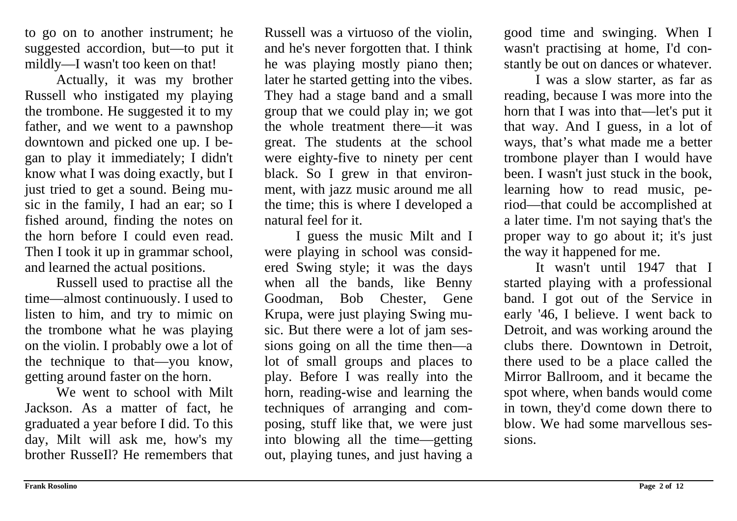to go on to another instrument; he suggested accordion, but—to put it mildly—I wasn't too keen on that!

Actually, it was my brother Russell who instigated my playing the trombone. He suggested it to my father, and we went to a pawnshop downtown and picked one up. I began to play it immediately; I didn't know what I was doing exactly, but I just tried to get a sound. Being music in the family, I had an ear; so I fished around, finding the notes on the horn before I could even read. Then I took it up in grammar school, and learned the actual positions.

Russell used to practise all the time—almost continuously. I used to listen to him, and try to mimic on the trombone what he was playing on the violin. I probably owe a lot of the technique to that—you know, getting around faster on the horn.

We went to school with Milt Jackson. As a matter of fact, he graduated a year before I did. To this day, Milt will ask me, how's my brother RusseIl? He remembers that Russell was a virtuoso of the violin, and he's never forgotten that. I think he was playing mostly piano then; later he started getting into the vibes. They had a stage band and a small group that we could play in; we got the whole treatment there—it was great. The students at the school were eighty-five to ninety per cent black. So I grew in that environment, with jazz music around me all the time; this is where I developed a natural feel for it.

I guess the music Milt and I were playing in school was considered Swing style; it was the days when all the bands, like Benny Goodman, Bob Chester, Gene Krupa, were just playing Swing music. But there were a lot of jam sessions going on all the time then—a lot of small groups and places to play. Before I was really into the horn, reading-wise and learning the techniques of arranging and composing, stuff like that, we were just into blowing all the time—getting out, playing tunes, and just having a good time and swinging. When I wasn't practising at home, I'd constantly be out on dances or whatever.

I was a slow starter, as far as reading, because I was more into the horn that I was into that—let's put it that way. And I guess, in a lot of ways, that's what made me a better trombone player than I would have been. I wasn't just stuck in the book, learning how to read music, period—that could be accomplished at a later time. I'm not saying that's the proper way to go about it; it's just the way it happened for me.

It wasn't until 1947 that I started playing with a professional band. I got out of the Service in early '46, I believe. I went back to Detroit, and was working around the clubs there. Downtown in Detroit, there used to be a place called the Mirror Ballroom, and it became the spot where, when bands would come in town, they'd come down there to blow. We had some marvellous sessions.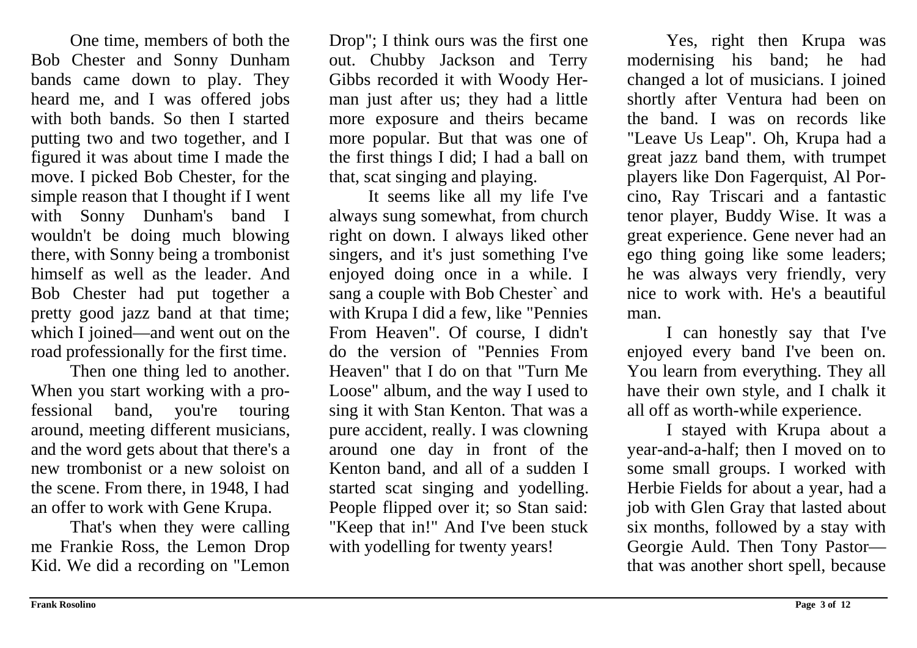One time, members of both the Bob Chester and Sonny Dunham bands came down to play. They heard me, and I was offered jobs with both bands. So then I started putting two and two together, and I figured it was about time I made the move. I picked Bob Chester, for the simple reason that I thought if I went with Sonny Dunham's band I wouldn't be doing much blowing there, with Sonny being a trombonist himself as well as the leader. And Bob Chester had put together a pretty good jazz band at that time; which I joined—and went out on the road professionally for the first time.

Then one thing led to another. When you start working with a professional band, you're touring around, meeting different musicians, and the word gets about that there's a new trombonist or a new soloist on the scene. From there, in 1948, I had an offer to work with Gene Krupa.

That's when they were calling me Frankie Ross, the Lemon Drop Kid. We did a recording on "Lemon Drop"; I think ours was the first one out. Chubby Jackson and Terry Gibbs recorded it with Woody Herman just after us; they had a little more exposure and theirs became more popular. But that was one of the first things I did; I had a ball on that, scat singing and playing.

It seems like all my life I've always sung somewhat, from church right on down. I always liked other singers, and it's just something I've enjoyed doing once in a while. I sang a couple with Bob Chester` and with Krupa I did a few, like "Pennies From Heaven". Of course, I didn't do the version of "Pennies From Heaven" that I do on that "Turn Me Loose" album, and the way I used to sing it with Stan Kenton. That was a pure accident, really. I was clowning around one day in front of the Kenton band, and all of a sudden I started scat singing and yodelling. People flipped over it; so Stan said: "Keep that in!" And I've been stuck with yodelling for twenty years!

Yes, right then Krupa was modernising his band; he had changed a lot of musicians. I joined shortly after Ventura had been on the band. I was on records like "Leave Us Leap". Oh, Krupa had a great jazz band them, with trumpet players like Don Fagerquist, Al Porcino, Ray Triscari and a fantastic tenor player, Buddy Wise. It was a great experience. Gene never had an ego thing going like some leaders; he was always very friendly, very nice to work with. He's a beautiful man.

I can honestly say that I've enjoyed every band I've been on. You learn from everything. They all have their own style, and I chalk it all off as worth-while experience.

I stayed with Krupa about a year-and-a-half; then I moved on to some small groups. I worked with Herbie Fields for about a year, had a job with Glen Gray that lasted about six months, followed by a stay with Georgie Auld. Then Tony Pastor—that was another short spell, because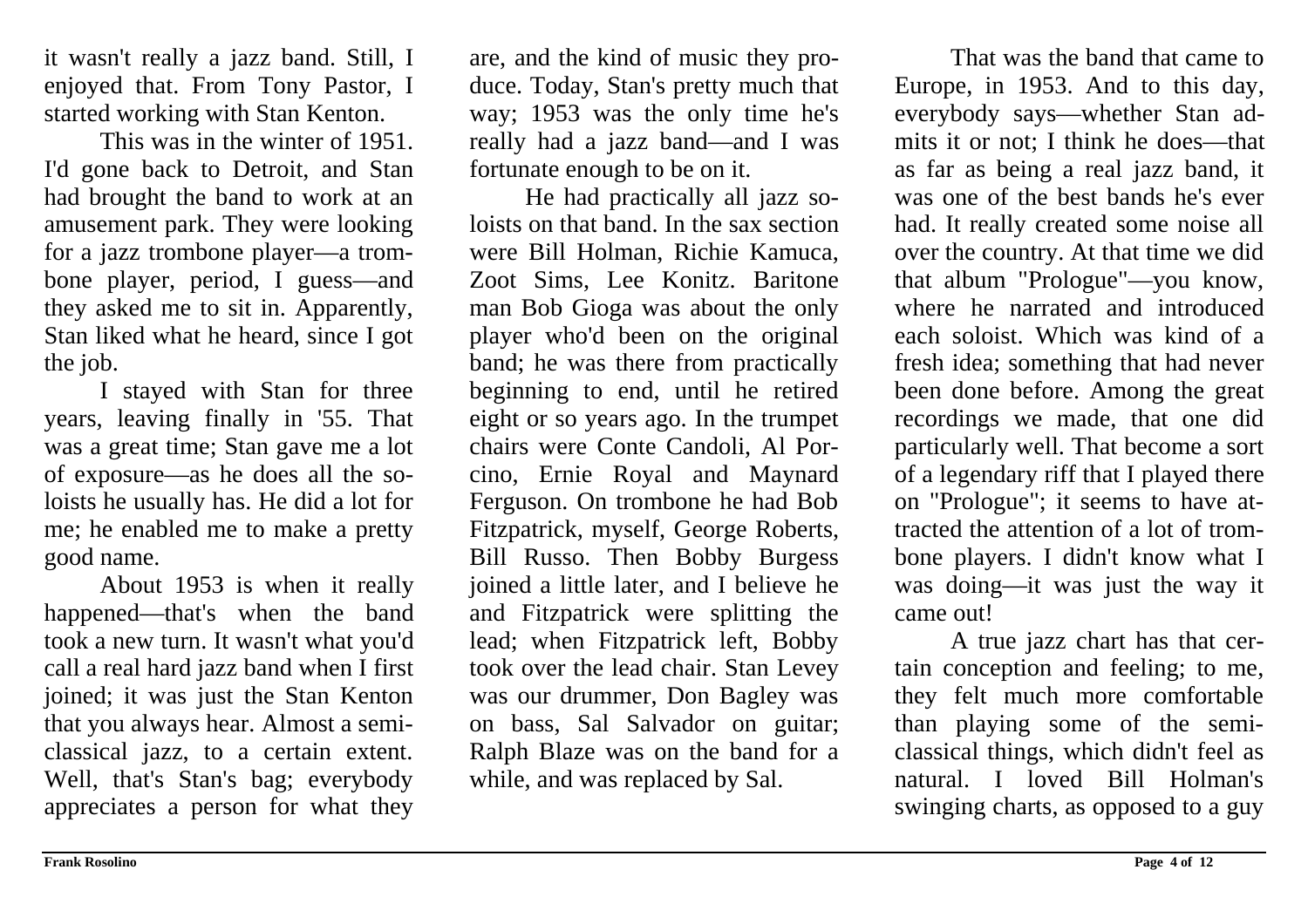it wasn't really a jazz band. Still, I enjoyed that. From Tony Pastor, I started working with Stan Kenton.

This was in the winter of 1951. I'd gone back to Detroit, and Stan had brought the band to work at an amusement park. They were looking for a jazz trombone player—a trombone player, period, I guess—and they asked me to sit in. Apparently, Stan liked what he heard, since I got the job.

I stayed with Stan for three years, leaving finally in '55. That was a great time; Stan gave me a lot of exposure—as he does all the soloists he usually has. He did a lot for me; he enabled me to make a pretty good name.

About 1953 is when it really happened—that's when the band took a new turn. It wasn't what you'd call a real hard jazz band when I first joined; it was just the Stan Kenton that you always hear. Almost a semi-classical jazz, to a certain extent. Well, that's Stan's bag; everybody appreciates a person for what they are, and the kind of music they produce. Today, Stan's pretty much that way; 1953 was the only time he's really had a jazz band—and I was fortunate enough to be on it.

He had practically all jazz soloists on that band. In the sax section were Bill Holman, Richie Kamuca, Zoot Sims, Lee Konitz. Baritone man Bob Gioga was about the only player who'd been on the original band; he was there from practically beginning to end, until he retired eight or so years ago. In the trumpet chairs were Conte Candoli, Al Porcino, Ernie Royal and Maynard Ferguson. On trombone he had Bob Fitzpatrick, myself, George Roberts, Bill Russo. Then Bobby Burgess joined a little later, and I believe he and Fitzpatrick were splitting the lead; when Fitzpatrick left, Bobby took over the lead chair. Stan Levey was our drummer, Don Bagley was on bass, Sal Salvador on guitar; Ralph Blaze was on the band for a while, and was replaced by Sal.

That was the band that came to Europe, in 1953. And to this day, everybody says—whether Stan admits it or not; I think he does—that as far as being a real jazz band, it was one of the best bands he's ever had. It really created some noise all over the country. At that time we did that album "Prologue"—you know, where he narrated and introduced each soloist. Which was kind of a fresh idea; something that had never been done before. Among the great recordings we made, that one did particularly well. That become a sort of a legendary riff that I played there on "Prologue"; it seems to have attracted the attention of a lot of trombone players. I didn't know what I was doing—it was just the way it came out!

A true jazz chart has that certain conception and feeling; to me, they felt much more comfortable than playing some of the semi-classical things, which didn't feel as natural. I loved Bill Holman's swinging charts, as opposed to a guy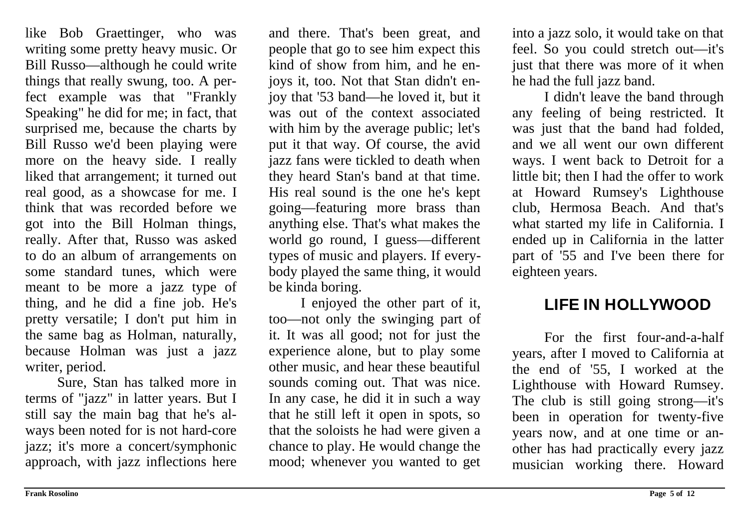like Bob Graettinger, who was writing some pretty heavy music. Or Bill Russo—although he could write things that really swung, too. A perfect example was that "Frankly Speaking" he did for me; in fact, that surprised me, because the charts by Bill Russo we'd been playing were more on the heavy side. I really liked that arrangement; it turned out real good, as a showcase for me. I think that was recorded before we got into the Bill Holman things, really. After that, Russo was asked to do an album of arrangements on some standard tunes, which were meant to be more a jazz type of thing, and he did a fine job. He's pretty versatile; I don't put him in the same bag as Holman, naturally, because Holman was just a jazz writer, period.

Sure, Stan has talked more in terms of "jazz" in latter years. But I still say the main bag that he's always been noted for is not hard-core jazz; it's more a concert/symphonic approach, with jazz inflections here and there. That's been great, and people that go to see him expect this kind of show from him, and he enjoys it, too. Not that Stan didn't enjoy that '53 band—he loved it, but it was out of the context associated with him by the average public; let's put it that way. Of course, the avid jazz fans were tickled to death when they heard Stan's band at that time. His real sound is the one he's kept going—featuring more brass than anything else. That's what makes the world go round, I guess—different types of music and players. If everybody played the same thing, it would be kinda boring.

I enjoyed the other part of it, too—not only the swinging part of it. It was all good; not for just the experience alone, but to play some other music, and hear these beautiful sounds coming out. That was nice. In any case, he did it in such a way that he still left it open in spots, so that the soloists he had were given a chance to play. He would change the mood; whenever you wanted to get into a jazz solo, it would take on that feel. So you could stretch out—it's just that there was more of it when he had the full jazz band.

I didn't leave the band through any feeling of being restricted. It was just that the band had folded, and we all went our own different ways. I went back to Detroit for a little bit; then I had the offer to work at Howard Rumsey's Lighthouse club, Hermosa Beach. And that's what started my life in California. I ended up in California in the latter part of '55 and I've been there for eighteen years.

## LIFE IN HOLLYWOOD

For the first four-and-a-half years, after I moved to California at the end of '55, I worked at the Lighthouse with Howard Rumsey. The club is still going strong—it's been in operation for twenty-five years now, and at one time or another has had practically every jazz musician working there. Howard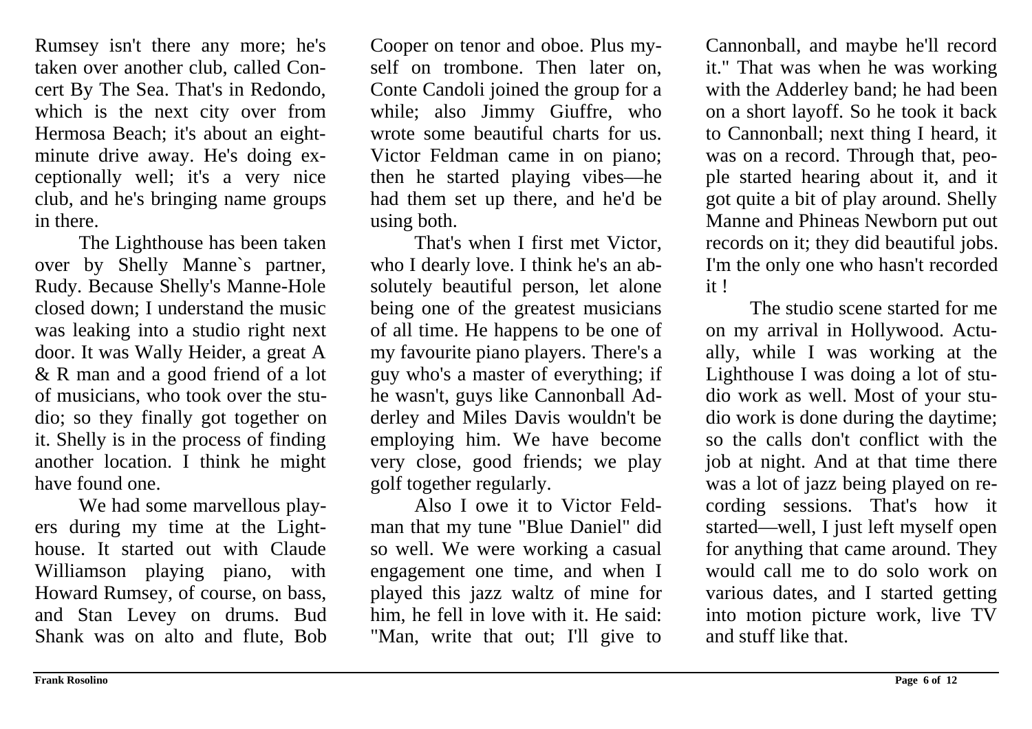Rumsey isn't there any more; he's taken over another club, called Concert By The Sea. That's in Redondo, which is the next city over from Hermosa Beach; it's about an eight-minute drive away. He's doing exceptionally well; it's a very nice club, and he's bringing name groups in there.

The Lighthouse has been taken over by Shelly Manne`s partner, Rudy. Because Shelly's Manne-Hole closed down; I understand the music was leaking into a studio right next door. It was Wally Heider, a great A & R man and a good friend of a lot of musicians, who took over the studio; so they finally got together on it. Shelly is in the process of finding another location. I think he might have found one.

We had some marvellous players during my time at the Lighthouse. It started out with Claude Williamson playing piano, with Howard Rumsey, of course, on bass, and Stan Levey on drums. Bud Shank was on alto and flute, Bob Cooper on tenor and oboe. Plus myself on trombone. Then later on, Conte Candoli joined the group for a while; also Jimmy Giuffre, who wrote some beautiful charts for us. Victor Feldman came in on piano; then he started playing vibes—he had them set up there, and he'd be using both.

That's when I first met Victor, who I dearly love. I think he's an absolutely beautiful person, let alone being one of the greatest musicians of all time. He happens to be one of my favourite piano players. There's a guy who's a master of everything; if he wasn't, guys like Cannonball Adderley and Miles Davis wouldn't be employing him. We have become very close, good friends; we play golf together regularly.

Also I owe it to Victor Feldman that my tune "Blue Daniel" did so well. We were working a casual engagement one time, and when I played this jazz waltz of mine for him, he fell in love with it. He said: "Man, write that out; I'll give to Cannonball, and maybe he'll record it." That was when he was working with the Adderley band; he had been on a short layoff. So he took it back to Cannonball; next thing I heard, it was on a record. Through that, people started hearing about it, and it got quite a bit of play around. Shelly Manne and Phineas Newborn put out records on it; they did beautiful jobs. I'm the only one who hasn't recorded it !

The studio scene started for me on my arrival in Hollywood. Actually, while I was working at the Lighthouse I was doing a lot of studio work as well. Most of your studio work is done during the daytime; so the calls don't conflict with the job at night. And at that time there was a lot of jazz being played on recording sessions. That's how it started—well, I just left myself open for anything that came around. They would call me to do solo work on various dates, and I started getting into motion picture work, live TV and stuff like that.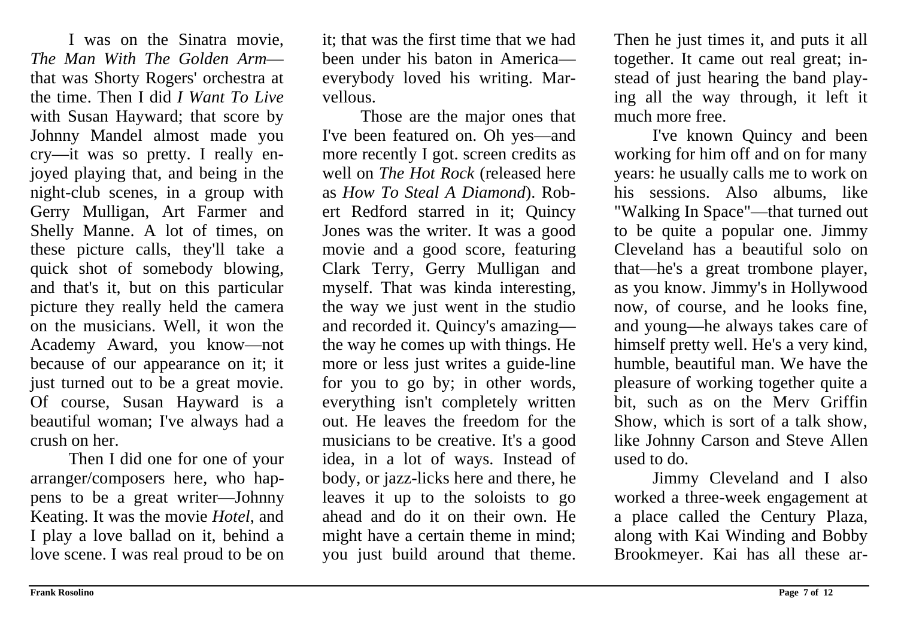I was on the Sinatra movie, *The Man With The Golden Arm*—that was Shorty Rogers' orchestra at the time. Then I did *I Want To Live* with Susan Hayward; that score by Johnny Mandel almost made you cry—it was so pretty. I really enjoyed playing that, and being in the night-club scenes, in a group with Gerry Mulligan, Art Farmer and Shelly Manne. A lot of times, on these picture calls, they'll take a quick shot of somebody blowing, and that's it, but on this particular picture they really held the camera on the musicians. Well, it won the Academy Award, you know—not because of our appearance on it; it just turned out to be a great movie. Of course, Susan Hayward is a beautiful woman; I've always had a crush on her.

Then I did one for one of your arranger/composers here, who happens to be a great writer—Johnny Keating. It was the movie *Hotel*, and I play a love ballad on it, behind a love scene. I was real proud to be on it; that was the first time that we had been under his baton in America—everybody loved his writing. Marvellous.

Those are the major ones that I've been featured on. Oh yes—and more recently I got. screen credits as well on *The Hot Rock* (released here as *How To Steal A Diamond*). Robert Redford starred in it; Quincy Jones was the writer. It was a good movie and a good score, featuring Clark Terry, Gerry Mulligan and myself. That was kinda interesting, the way we just went in the studio and recorded it. Quincy's amazing—the way he comes up with things. He more or less just writes a guide-line for you to go by; in other words, everything isn't completely written out. He leaves the freedom for the musicians to be creative. It's a good idea, in a lot of ways. Instead of body, or jazz-licks here and there, he leaves it up to the soloists to go ahead and do it on their own. He might have a certain theme in mind; you just build around that theme. Then he just times it, and puts it all together. It came out real great; instead of just hearing the band playing all the way through, it left it much more free.

I've known Quincy and been working for him off and on for many years: he usually calls me to work on his sessions. Also albums, like "Walking In Space"—that turned out to be quite a popular one. Jimmy Cleveland has a beautiful solo on that—he's a great trombone player, as you know. Jimmy's in Hollywood now, of course, and he looks fine, and young—he always takes care of himself pretty well. He's a very kind, humble, beautiful man. We have the pleasure of working together quite a bit, such as on the Merv Griffin Show, which is sort of a talk show, like Johnny Carson and Steve Allen used to do.

Jimmy Cleveland and I also worked a three-week engagement at a place called the Century Plaza, along with Kai Winding and Bobby Brookmeyer. Kai has all these ar-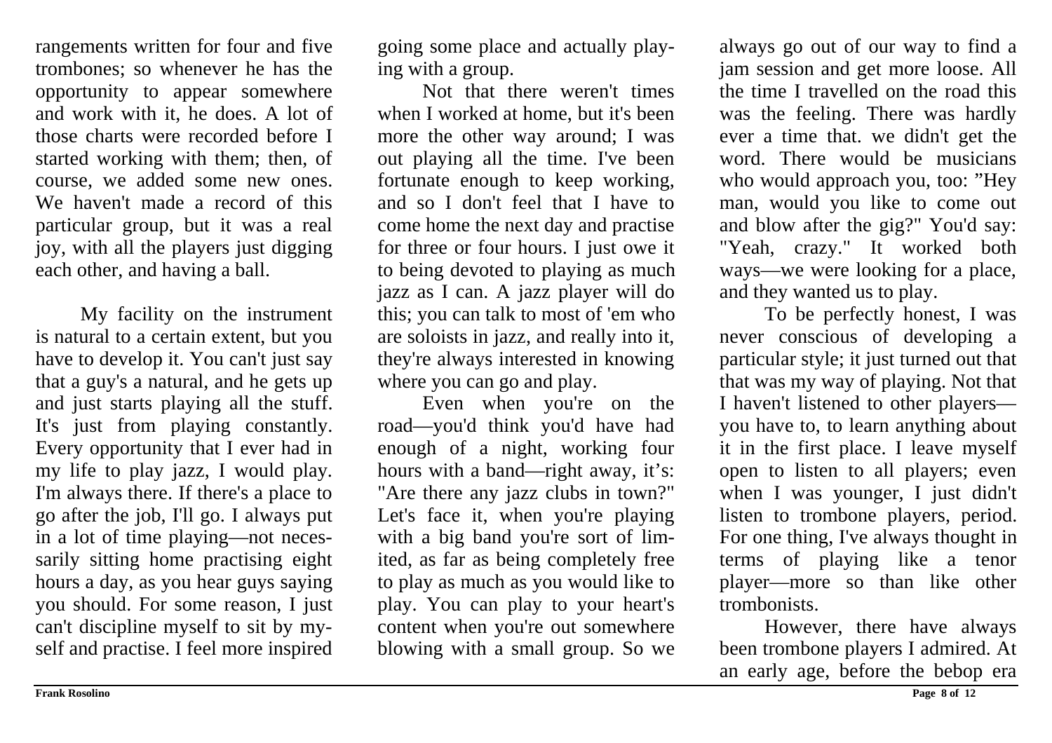rangements written for four and five trombones; so whenever he has the opportunity to appear somewhere and work with it, he does. A lot of those charts were recorded before I started working with them; then, of course, we added some new ones. We haven't made a record of this particular group, but it was a real joy, with all the players just digging each other, and having a ball.

My facility on the instrument is natural to a certain extent, but you have to develop it. You can't just say that a guy's a natural, and he gets up and just starts playing all the stuff. It's just from playing constantly. Every opportunity that I ever had in my life to play jazz, I would play. I'm always there. If there's a place to go after the job, I'll go. I always put in a lot of time playing—not necessarily sitting home practising eight hours a day, as you hear guys saying you should. For some reason, I just can't discipline myself to sit by myself and practise. I feel more inspired going some place and actually playing with a group.

Not that there weren't times when I worked at home, but it's been more the other way around; I was out playing all the time. I've been fortunate enough to keep working, and so I don't feel that I have to come home the next day and practise for three or four hours. I just owe it to being devoted to playing as much jazz as I can. A jazz player will do this; you can talk to most of 'em who are soloists in jazz, and really into it, they're always interested in knowing where you can go and play.

Even when you're on the road—you'd think you'd have had enough of a night, working four hours with a band—right away, it's: "Are there any jazz clubs in town?" Let's face it, when you're playing with a big band you're sort of limited, as far as being completely free to play as much as you would like to play. You can play to your heart's content when you're out somewhere blowing with a small group. So we always go out of our way to find a jam session and get more loose. All the time I travelled on the road this was the feeling. There was hardly ever a time that. we didn't get the word. There would be musicians who would approach you, too: "Hey man, would you like to come out and blow after the gig?" You'd say: "Yeah, crazy." It worked both ways—we were looking for a place, and they wanted us to play.

To be perfectly honest, I was never conscious of developing a particular style; it just turned out that that was my way of playing. Not that I haven't listened to other players—you have to, to learn anything about it in the first place. I leave myself open to listen to all players; even when I was younger, I just didn't listen to trombone players, period. For one thing, I've always thought in terms of playing like a tenor player—more so than like other trombonists.

However, there have always been trombone players I admired. At an early age, before the bebop era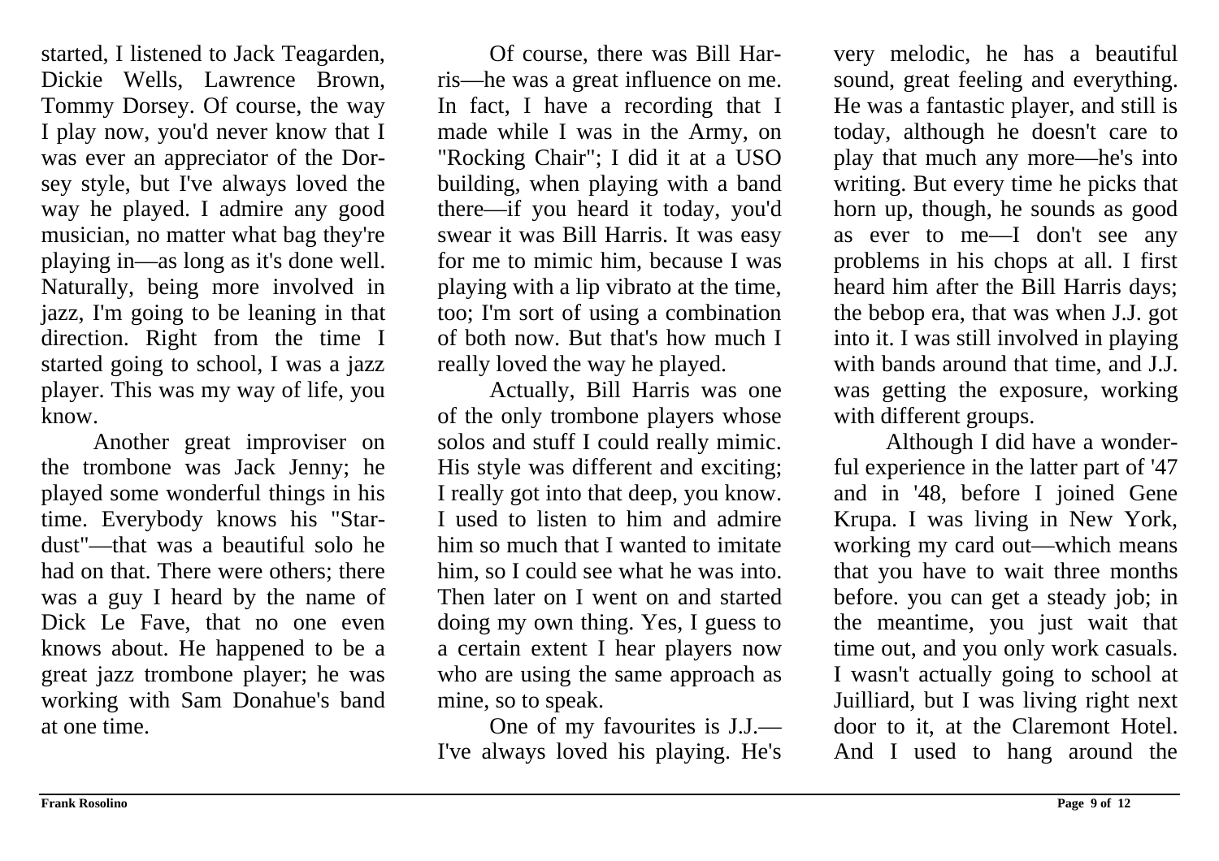started, I listened to Jack Teagarden, Dickie Wells, Lawrence Brown, Tommy Dorsey. Of course, the way I play now, you'd never know that I was ever an appreciator of the Dorsey style, but I've always loved the way he played. I admire any good musician, no matter what bag they're playing in—as long as it's done well. Naturally, being more involved in jazz, I'm going to be leaning in that direction. Right from the time I started going to school, I was a jazz player. This was my way of life, you know.

Another great improviser on the trombone was Jack Jenny; he played some wonderful things in his time. Everybody knows his "Stardust"—that was a beautiful solo he had on that. There were others; there was a guy I heard by the name of Dick Le Fave, that no one even knows about. He happened to be a great jazz trombone player; he was working with Sam Donahue's band at one time.

Of course, there was Bill Harris—he was a great influence on me. In fact, I have a recording that I made while I was in the Army, on "Rocking Chair"; I did it at a USO building, when playing with a band there—if you heard it today, you'd swear it was Bill Harris. It was easy for me to mimic him, because I was playing with a lip vibrato at the time, too; I'm sort of using a combination of both now. But that's how much I really loved the way he played.

Actually, Bill Harris was one of the only trombone players whose solos and stuff I could really mimic. His style was different and exciting; I really got into that deep, you know. I used to listen to him and admire him so much that I wanted to imitate him, so I could see what he was into. Then later on I went on and started doing my own thing. Yes, I guess to a certain extent I hear players now who are using the same approach as mine, so to speak.

One of my favourites is J.J.—I've always loved his playing. He's very melodic, he has a beautiful sound, great feeling and everything. He was a fantastic player, and still is today, although he doesn't care to play that much any more—he's into writing. But every time he picks that horn up, though, he sounds as good as ever to me—I don't see any problems in his chops at all. I first heard him after the Bill Harris days; the bebop era, that was when J.J. got into it. I was still involved in playing with bands around that time, and J.J. was getting the exposure, working with different groups.

Although I did have a wonderful experience in the latter part of '47 and in '48, before I joined Gene Krupa. I was living in New York, working my card out—which means that you have to wait three months before. you can get a steady job; in the meantime, you just wait that time out, and you only work casuals. I wasn't actually going to school at Juilliard, but I was living right next door to it, at the Claremont Hotel. And I used to hang around the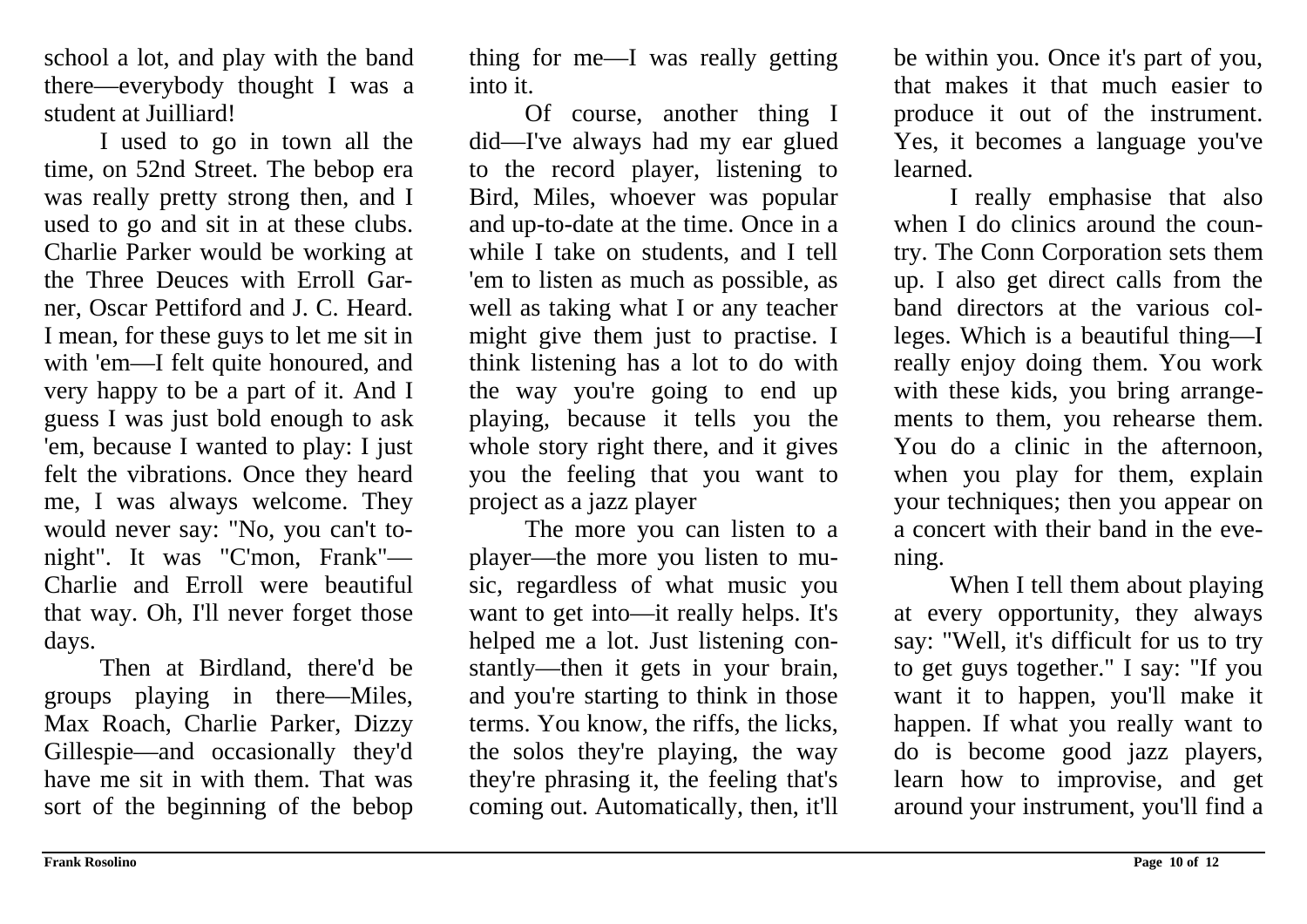school a lot, and play with the band there—everybody thought I was a student at Juilliard!

I used to go in town all the time, on 52nd Street. The bebop era was really pretty strong then, and I used to go and sit in at these clubs. Charlie Parker would be working at the Three Deuces with Erroll Garner, Oscar Pettiford and J. C. Heard. I mean, for these guys to let me sit in with 'em—I felt quite honoured, and very happy to be a part of it. And I guess I was just bold enough to ask 'em, because I wanted to play: I just felt the vibrations. Once they heard me, I was always welcome. They would never say: "No, you can't tonight". It was "C'mon, Frank"—Charlie and Erroll were beautiful that way. Oh, I'll never forget those days.

Then at Birdland, there'd be groups playing in there—Miles, Max Roach, Charlie Parker, Dizzy Gillespie—and occasionally they'd have me sit in with them. That was sort of the beginning of the bebop thing for me—I was really getting into it.

Of course, another thing I did—I've always had my ear glued to the record player, listening to Bird, Miles, whoever was popular and up-to-date at the time. Once in a while I take on students, and I tell 'em to listen as much as possible, as well as taking what I or any teacher might give them just to practise. I think listening has a lot to do with the way you're going to end up playing, because it tells you the whole story right there, and it gives you the feeling that you want to project as a jazz player

The more you can listen to a player—the more you listen to music, regardless of what music you want to get into—it really helps. It's helped me a lot. Just listening constantly—then it gets in your brain, and you're starting to think in those terms. You know, the riffs, the licks, the solos they're playing, the way they're phrasing it, the feeling that's coming out. Automatically, then, it'll be within you. Once it's part of you, that makes it that much easier to produce it out of the instrument. Yes, it becomes a language you've learned.

I really emphasise that also when I do clinics around the country. The Conn Corporation sets them up. I also get direct calls from the band directors at the various colleges. Which is a beautiful thing—I really enjoy doing them. You work with these kids, you bring arrangements to them, you rehearse them. You do a clinic in the afternoon, when you play for them, explain your techniques; then you appear on a concert with their band in the evening.

When I tell them about playing at every opportunity, they always say: "Well, it's difficult for us to try to get guys together." I say: "If you want it to happen, you'll make it happen. If what you really want to do is become good jazz players, learn how to improvise, and get around your instrument, you'll find a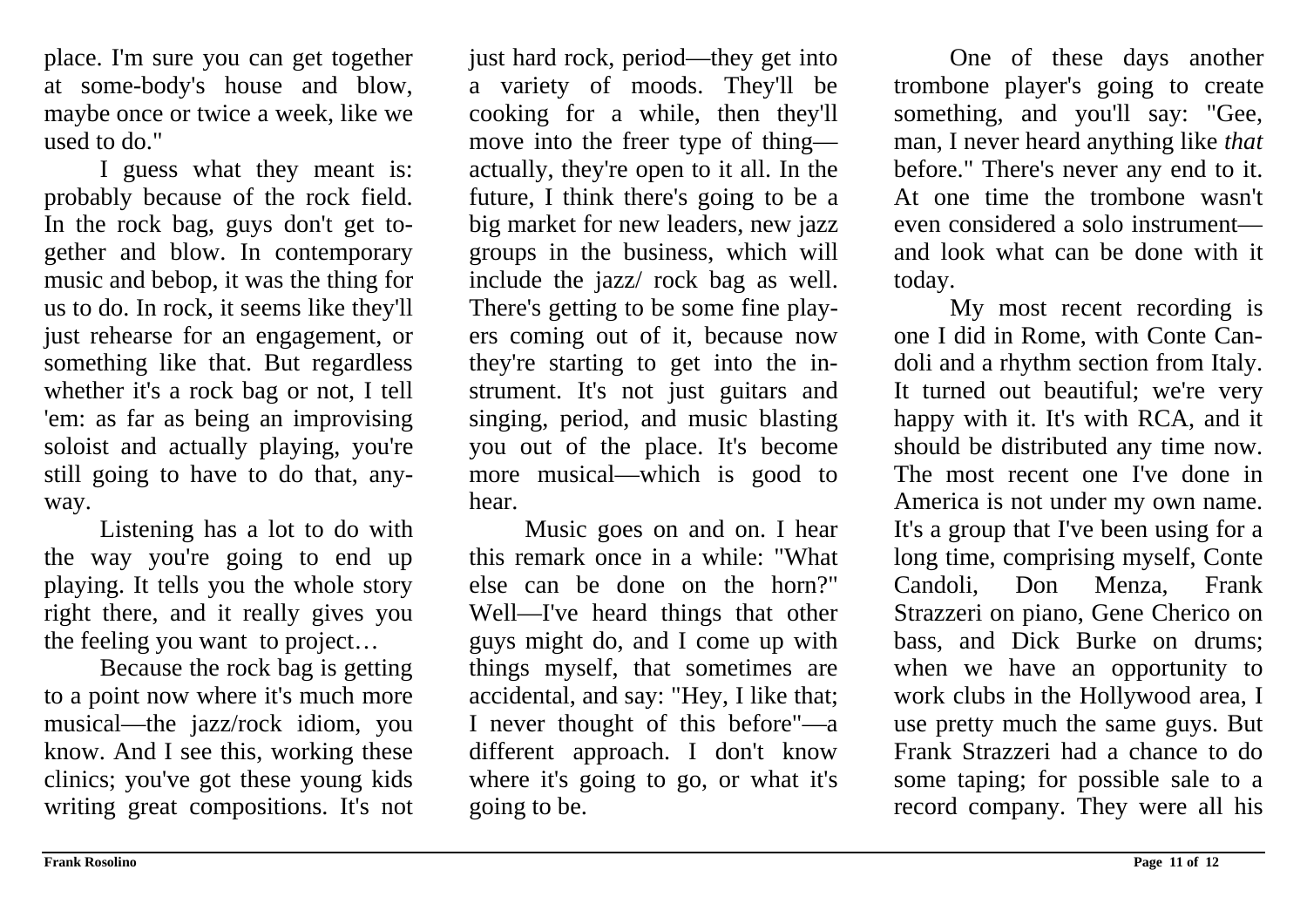place. I'm sure you can get together at some-body's house and blow, maybe once or twice a week, like we used to do."

I guess what they meant is: probably because of the rock field. In the rock bag, guys don't get together and blow. In contemporary music and bebop, it was the thing for us to do. In rock, it seems like they'll just rehearse for an engagement, or something like that. But regardless whether it's a rock bag or not, I tell 'em: as far as being an improvising soloist and actually playing, you're still going to have to do that, anyway.

Listening has a lot to do with the way you're going to end up playing. It tells you the whole story right there, and it really gives you the feeling you want to project…

Because the rock bag is getting to a point now where it's much more musical—the jazz/rock idiom, you know. And I see this, working these clinics; you've got these young kids writing great compositions. It's not just hard rock, period—they get into a variety of moods. They'll be cooking for a while, then they'll move into the freer type of thing—actually, they're open to it all. In the future, I think there's going to be a big market for new leaders, new jazz groups in the business, which will include the jazz/ rock bag as well. There's getting to be some fine players coming out of it, because now they're starting to get into the instrument. It's not just guitars and singing, period, and music blasting you out of the place. It's become more musical—which is good to hear.

Music goes on and on. I hear this remark once in a while: "What else can be done on the horn?" Well—I've heard things that other guys might do, and I come up with things myself, that sometimes are accidental, and say: "Hey, I like that; I never thought of this before"—a different approach. I don't know where it's going to go, or what it's going to be.

One of these days another trombone player's going to create something, and you'll say: "Gee, man, I never heard anything like *that* before." There's never any end to it. At one time the trombone wasn't even considered a solo instrument—and look what can be done with it today.

My most recent recording is one I did in Rome, with Conte Candoli and a rhythm section from Italy. It turned out beautiful; we're very happy with it. It's with RCA, and it should be distributed any time now. The most recent one I've done in America is not under my own name. It's a group that I've been using for a long time, comprising myself, Conte Candoli, Don Menza, Frank Strazzeri on piano, Gene Cherico on bass, and Dick Burke on drums; when we have an opportunity to work clubs in the Hollywood area, I use pretty much the same guys. But Frank Strazzeri had a chance to do some taping; for possible sale to a record company. They were all his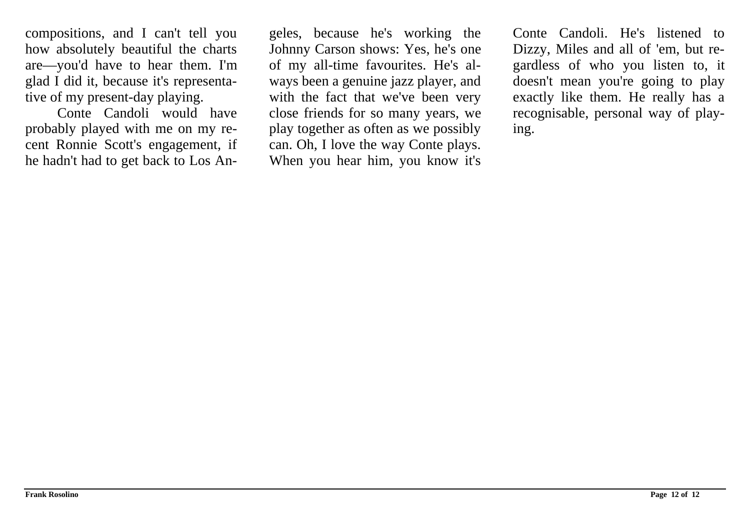compositions, and I can't tell you how absolutely beautiful the charts are—you'd have to hear them. I'm glad I did it, because it's representative of my present-day playing.

Conte Candoli would have probably played with me on my recent Ronnie Scott's engagement, if he hadn't had to get back to Los Angeles, because he's working the Johnny Carson shows: Yes, he's one of my all-time favourites. He's always been a genuine jazz player, and with the fact that we've been very close friends for so many years, we play together as often as we possibly can. Oh, I love the way Conte plays. When you hear him, you know it's Conte Candoli. He's listened to Dizzy, Miles and all of 'em, but regardless of who you listen to, it doesn't mean you're going to play exactly like them. He really has a recognisable, personal way of playing.